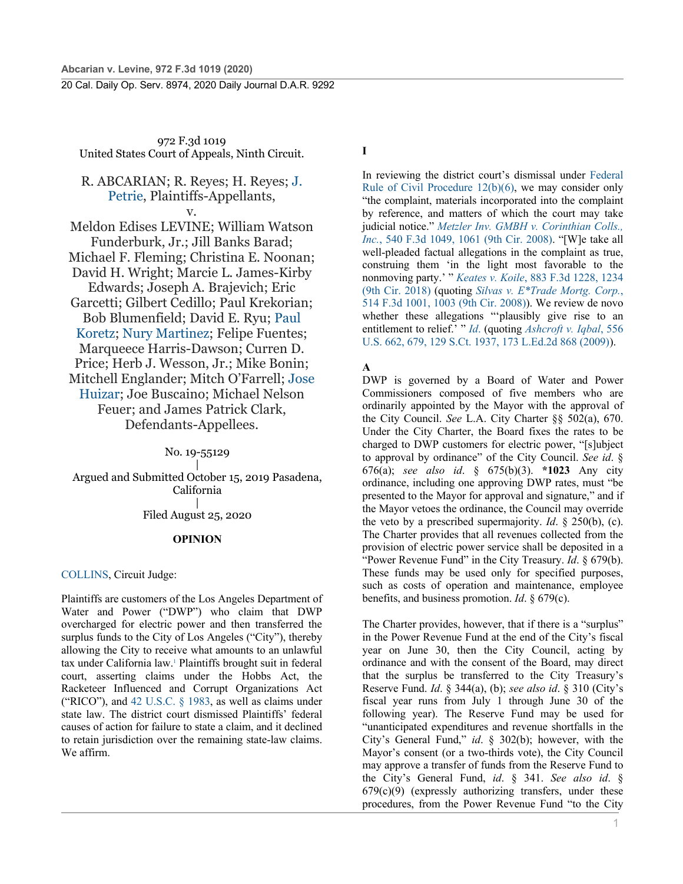972 F.3d 1019
United States Court of Appeals, Ninth Circuit.

R. ABCARIAN; R. Reyes; H. Reyes; J. Petrie, Plaintiffs-Appellants,
v.
Meldon Edises LEVINE; William Watson Funderburk, Jr.; Jill Banks Barad; Michael F. Fleming; Christina E. Noonan; David H. Wright; Marcie L. James-Kirby Edwards; Joseph A. Brajevich; Eric Garcetti; Gilbert Cedillo; Paul Krekorian; Bob Blumenfield; David E. Ryu; Paul Koretz; Nury Martinez; Felipe Fuentes; Marqueece Harris-Dawson; Curren D. Price; Herb J. Wesson, Jr.; Mike Bonin; Mitchell Englander; Mitch O'Farrell; Jose Huizar; Joe Buscaino; Michael Nelson Feuer; and James Patrick Clark, Defendants-Appellees.

No. 19-55129
|
Argued and Submitted October 15, 2019 Pasadena, California
|
Filed August 25, 2020

**OPINION**

COLLINS, Circuit Judge:

Plaintiffs are customers of the Los Angeles Department of Water and Power ("DWP") who claim that DWP overcharged for electric power and then transferred the surplus funds to the City of Los Angeles ("City"), thereby allowing the City to receive what amounts to an unlawful tax under California law.[1] Plaintiffs brought suit in federal court, asserting claims under the Hobbs Act, the Racketeer Influenced and Corrupt Organizations Act ("RICO"), and 42 U.S.C. § 1983, as well as claims under state law. The district court dismissed Plaintiffs' federal causes of action for failure to state a claim, and it declined to retain jurisdiction over the remaining state-law claims. We affirm.

## I

In reviewing the district court's dismissal under Federal Rule of Civil Procedure 12(b)(6), we may consider only "the complaint, materials incorporated into the complaint by reference, and matters of which the court may take judicial notice." *Metzler Inv. GMBH v. Corinthian Colls., Inc.*, 540 F.3d 1049, 1061 (9th Cir. 2008). "[W]e take all well-pleaded factual allegations in the complaint as true, construing them 'in the light most favorable to the nonmoving party.' " *Keates v. Koile*, 883 F.3d 1228, 1234 (9th Cir. 2018) (quoting *Silvas v. E*Trade Mortg. Corp.*, 514 F.3d 1001, 1003 (9th Cir. 2008)). We review de novo whether these allegations "'plausibly give rise to an entitlement to relief.' " *Id.* (quoting *Ashcroft v. Iqbal*, 556 U.S. 662, 679, 129 S.Ct. 1937, 173 L.Ed.2d 868 (2009)).

### A

DWP is governed by a Board of Water and Power Commissioners composed of five members who are ordinarily appointed by the Mayor with the approval of the City Council. *See* L.A. City Charter §§ 502(a), 670. Under the City Charter, the Board fixes the rates to be charged to DWP customers for electric power, "[s]ubject to approval by ordinance" of the City Council. *See id.* § 676(a); *see also id.* § 675(b)(3). **\*1023** Any city ordinance, including one approving DWP rates, must "be presented to the Mayor for approval and signature," and if the Mayor vetoes the ordinance, the Council may override the veto by a prescribed supermajority. *Id.* § 250(b), (c). The Charter provides that all revenues collected from the provision of electric power service shall be deposited in a "Power Revenue Fund" in the City Treasury. *Id.* § 679(b). These funds may be used only for specified purposes, such as costs of operation and maintenance, employee benefits, and business promotion. *Id.* § 679(c).

The Charter provides, however, that if there is a "surplus" in the Power Revenue Fund at the end of the City's fiscal year on June 30, then the City Council, acting by ordinance and with the consent of the Board, may direct that the surplus be transferred to the City Treasury's Reserve Fund. *Id.* § 344(a), (b); *see also id.* § 310 (City's fiscal year runs from July 1 through June 30 of the following year). The Reserve Fund may be used for "unanticipated expenditures and revenue shortfalls in the City's General Fund," *id.* § 302(b); however, with the Mayor's consent (or a two-thirds vote), the City Council may approve a transfer of funds from the Reserve Fund to the City's General Fund, *id.* § 341. *See also id.* § 679(c)(9) (expressly authorizing transfers, under these procedures, from the Power Revenue Fund "to the City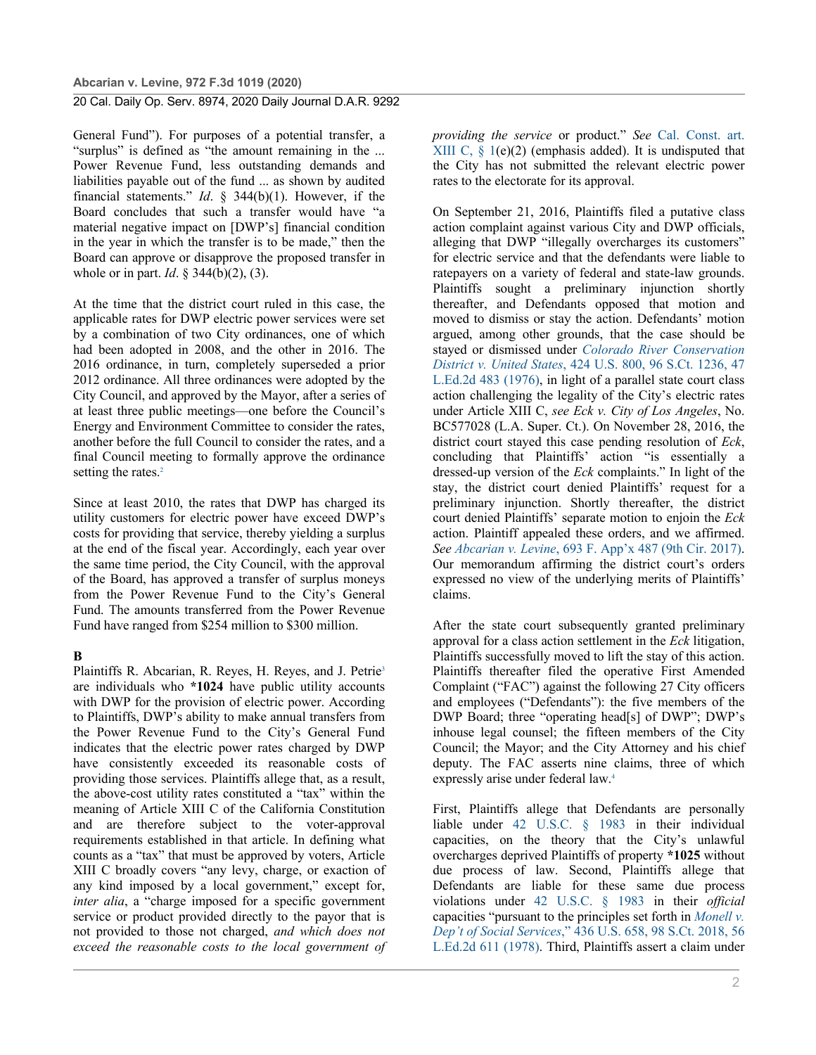General Fund"). For purposes of a potential transfer, a "surplus" is defined as "the amount remaining in the ... Power Revenue Fund, less outstanding demands and liabilities payable out of the fund ... as shown by audited financial statements." *Id*. § 344(b)(1). However, if the Board concludes that such a transfer would have "a material negative impact on [DWP's] financial condition in the year in which the transfer is to be made," then the Board can approve or disapprove the proposed transfer in whole or in part. *Id*. § 344(b)(2), (3).

At the time that the district court ruled in this case, the applicable rates for DWP electric power services were set by a combination of two City ordinances, one of which had been adopted in 2008, and the other in 2016. The 2016 ordinance, in turn, completely superseded a prior 2012 ordinance. All three ordinances were adopted by the City Council, and approved by the Mayor, after a series of at least three public meetings—one before the Council's Energy and Environment Committee to consider the rates, another before the full Council to consider the rates, and a final Council meeting to formally approve the ordinance setting the rates.[2]

Since at least 2010, the rates that DWP has charged its utility customers for electric power have exceed DWP's costs for providing that service, thereby yielding a surplus at the end of the fiscal year. Accordingly, each year over the same time period, the City Council, with the approval of the Board, has approved a transfer of surplus moneys from the Power Revenue Fund to the City's General Fund. The amounts transferred from the Power Revenue Fund have ranged from $254 million to $300 million.

**B**

Plaintiffs R. Abcarian, R. Reyes, H. Reyes, and J. Petrie[3] are individuals who **\*1024** have public utility accounts with DWP for the provision of electric power. According to Plaintiffs, DWP's ability to make annual transfers from the Power Revenue Fund to the City's General Fund indicates that the electric power rates charged by DWP have consistently exceeded its reasonable costs of providing those services. Plaintiffs allege that, as a result, the above-cost utility rates constituted a "tax" within the meaning of Article XIII C of the California Constitution and are therefore subject to the voter-approval requirements established in that article. In defining what counts as a "tax" that must be approved by voters, Article XIII C broadly covers "any levy, charge, or exaction of any kind imposed by a local government," except for, *inter alia*, a "charge imposed for a specific government service or product provided directly to the payor that is not provided to those not charged, *and which does not exceed the reasonable costs to the local government of providing the service* or product." *See* Cal. Const. art. XIII C, § 1(e)(2) (emphasis added). It is undisputed that the City has not submitted the relevant electric power rates to the electorate for its approval.

On September 21, 2016, Plaintiffs filed a putative class action complaint against various City and DWP officials, alleging that DWP "illegally overcharges its customers" for electric service and that the defendants were liable to ratepayers on a variety of federal and state-law grounds. Plaintiffs sought a preliminary injunction shortly thereafter, and Defendants opposed that motion and moved to dismiss or stay the action. Defendants' motion argued, among other grounds, that the case should be stayed or dismissed under *Colorado River Conservation District v. United States*, 424 U.S. 800, 96 S.Ct. 1236, 47 L.Ed.2d 483 (1976), in light of a parallel state court class action challenging the legality of the City's electric rates under Article XIII C, *see Eck v. City of Los Angeles*, No. BC577028 (L.A. Super. Ct.). On November 28, 2016, the district court stayed this case pending resolution of *Eck*, concluding that Plaintiffs' action "is essentially a dressed-up version of the *Eck* complaints." In light of the stay, the district court denied Plaintiffs' request for a preliminary injunction. Shortly thereafter, the district court denied Plaintiffs' separate motion to enjoin the *Eck* action. Plaintiff appealed these orders, and we affirmed. *See Abcarian v. Levine*, 693 F. App'x 487 (9th Cir. 2017). Our memorandum affirming the district court's orders expressed no view of the underlying merits of Plaintiffs' claims.

After the state court subsequently granted preliminary approval for a class action settlement in the *Eck* litigation, Plaintiffs successfully moved to lift the stay of this action. Plaintiffs thereafter filed the operative First Amended Complaint ("FAC") against the following 27 City officers and employees ("Defendants"): the five members of the DWP Board; three "operating head[s] of DWP"; DWP's inhouse legal counsel; the fifteen members of the City Council; the Mayor; and the City Attorney and his chief deputy. The FAC asserts nine claims, three of which expressly arise under federal law.[4]

First, Plaintiffs allege that Defendants are personally liable under 42 U.S.C. § 1983 in their individual capacities, on the theory that the City's unlawful overcharges deprived Plaintiffs of property **\*1025** without due process of law. Second, Plaintiffs allege that Defendants are liable for these same due process violations under 42 U.S.C. § 1983 in their *official* capacities "pursuant to the principles set forth in *Monell v. Dep't of Social Services*," 436 U.S. 658, 98 S.Ct. 2018, 56 L.Ed.2d 611 (1978). Third, Plaintiffs assert a claim under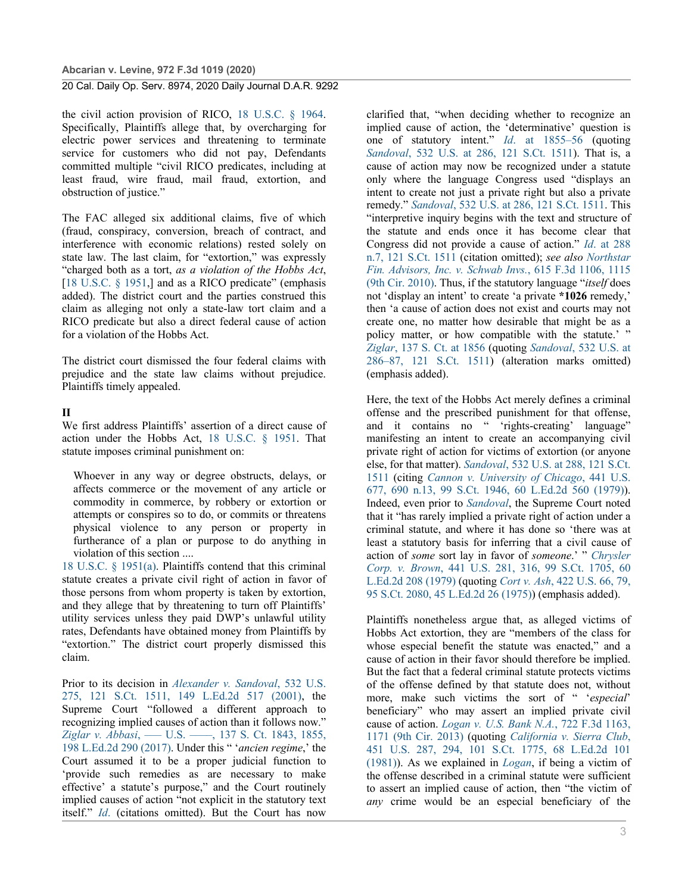the civil action provision of RICO, 18 U.S.C. § 1964. Specifically, Plaintiffs allege that, by overcharging for electric power services and threatening to terminate service for customers who did not pay, Defendants committed multiple "civil RICO predicates, including at least fraud, wire fraud, mail fraud, extortion, and obstruction of justice."

The FAC alleged six additional claims, five of which (fraud, conspiracy, conversion, breach of contract, and interference with economic relations) rested solely on state law. The last claim, for "extortion," was expressly "charged both as a tort, *as a violation of the Hobbs Act*, [18 U.S.C. § 1951,] and as a RICO predicate" (emphasis added). The district court and the parties construed this claim as alleging not only a state-law tort claim and a RICO predicate but also a direct federal cause of action for a violation of the Hobbs Act.

The district court dismissed the four federal claims with prejudice and the state law claims without prejudice. Plaintiffs timely appealed.

## II

We first address Plaintiffs' assertion of a direct cause of action under the Hobbs Act, 18 U.S.C. § 1951. That statute imposes criminal punishment on:

> Whoever in any way or degree obstructs, delays, or affects commerce or the movement of any article or commodity in commerce, by robbery or extortion or attempts or conspires so to do, or commits or threatens physical violence to any person or property in furtherance of a plan or purpose to do anything in violation of this section ....

18 U.S.C. § 1951(a). Plaintiffs contend that this criminal statute creates a private civil right of action in favor of those persons from whom property is taken by extortion, and they allege that by threatening to turn off Plaintiffs' utility services unless they paid DWP's unlawful utility rates, Defendants have obtained money from Plaintiffs by "extortion." The district court properly dismissed this claim.

Prior to its decision in *Alexander v. Sandoval*, 532 U.S. 275, 121 S.Ct. 1511, 149 L.Ed.2d 517 (2001), the Supreme Court "followed a different approach to recognizing implied causes of action than it follows now." *Ziglar v. Abbasi*, ––– U.S. ––––, 137 S. Ct. 1843, 1855, 198 L.Ed.2d 290 (2017). Under this " '*ancien regime*,' the Court assumed it to be a proper judicial function to 'provide such remedies as are necessary to make effective' a statute's purpose," and the Court routinely implied causes of action "not explicit in the statutory text itself." *Id.* (citations omitted). But the Court has now clarified that, "when deciding whether to recognize an implied cause of action, the 'determinative' question is one of statutory intent." *Id.* at 1855–56 (quoting *Sandoval*, 532 U.S. at 286, 121 S.Ct. 1511). That is, a cause of action may now be recognized under a statute only where the language Congress used "displays an intent to create not just a private right but also a private remedy." *Sandoval*, 532 U.S. at 286, 121 S.Ct. 1511. This "interpretive inquiry begins with the text and structure of the statute and ends once it has become clear that Congress did not provide a cause of action." *Id.* at 288 n.7, 121 S.Ct. 1511 (citation omitted); *see also Northstar Fin. Advisors, Inc. v. Schwab Invs.*, 615 F.3d 1106, 1115 (9th Cir. 2010). Thus, if the statutory language "*itself* does not 'display an intent' to create 'a private **\*1026** remedy,' then 'a cause of action does not exist and courts may not create one, no matter how desirable that might be as a policy matter, or how compatible with the statute.' " *Ziglar*, 137 S. Ct. at 1856 (quoting *Sandoval*, 532 U.S. at 286–87, 121 S.Ct. 1511) (alteration marks omitted) (emphasis added).

Here, the text of the Hobbs Act merely defines a criminal offense and the prescribed punishment for that offense, and it contains no " 'rights-creating' language" manifesting an intent to create an accompanying civil private right of action for victims of extortion (or anyone else, for that matter). *Sandoval*, 532 U.S. at 288, 121 S.Ct. 1511 (citing *Cannon v. University of Chicago*, 441 U.S. 677, 690 n.13, 99 S.Ct. 1946, 60 L.Ed.2d 560 (1979)). Indeed, even prior to *Sandoval*, the Supreme Court noted that it "has rarely implied a private right of action under a criminal statute, and where it has done so 'there was at least a statutory basis for inferring that a civil cause of action of *some* sort lay in favor of *someone*.' " *Chrysler Corp. v. Brown*, 441 U.S. 281, 316, 99 S.Ct. 1705, 60 L.Ed.2d 208 (1979) (quoting *Cort v. Ash*, 422 U.S. 66, 79, 95 S.Ct. 2080, 45 L.Ed.2d 26 (1975)) (emphasis added).

Plaintiffs nonetheless argue that, as alleged victims of Hobbs Act extortion, they are "members of the class for whose especial benefit the statute was enacted," and a cause of action in their favor should therefore be implied. But the fact that a federal criminal statute protects victims of the offense defined by that statute does not, without more, make such victims the sort of " '*especial*' beneficiary" who may assert an implied private civil cause of action. *Logan v. U.S. Bank N.A.*, 722 F.3d 1163, 1171 (9th Cir. 2013) (quoting *California v. Sierra Club*, 451 U.S. 287, 294, 101 S.Ct. 1775, 68 L.Ed.2d 101 (1981)). As we explained in *Logan*, if being a victim of the offense described in a criminal statute were sufficient to assert an implied cause of action, then "the victim of *any* crime would be an especial beneficiary of the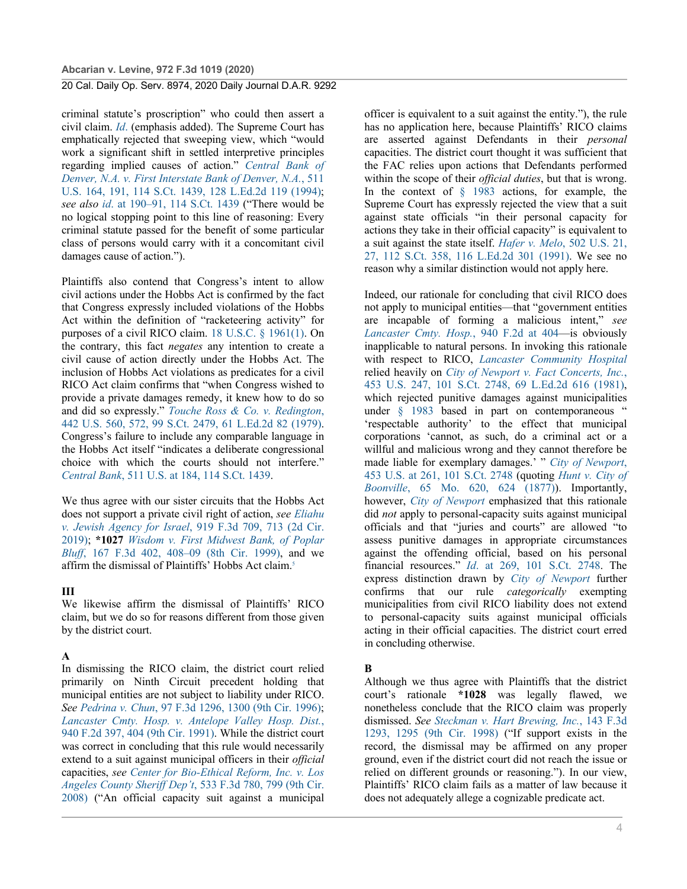criminal statute's proscription" who could then assert a civil claim. *Id*. (emphasis added). The Supreme Court has emphatically rejected that sweeping view, which "would work a significant shift in settled interpretive principles regarding implied causes of action." *Central Bank of Denver, N.A. v. First Interstate Bank of Denver, N.A.*, 511 U.S. 164, 191, 114 S.Ct. 1439, 128 L.Ed.2d 119 (1994); *see also id.* at 190–91, 114 S.Ct. 1439 ("There would be no logical stopping point to this line of reasoning: Every criminal statute passed for the benefit of some particular class of persons would carry with it a concomitant civil damages cause of action.").

Plaintiffs also contend that Congress's intent to allow civil actions under the Hobbs Act is confirmed by the fact that Congress expressly included violations of the Hobbs Act within the definition of "racketeering activity" for purposes of a civil RICO claim. 18 U.S.C. § 1961(1). On the contrary, this fact *negates* any intention to create a civil cause of action directly under the Hobbs Act. The inclusion of Hobbs Act violations as predicates for a civil RICO Act claim confirms that "when Congress wished to provide a private damages remedy, it knew how to do so and did so expressly." *Touche Ross & Co. v. Redington*, 442 U.S. 560, 572, 99 S.Ct. 2479, 61 L.Ed.2d 82 (1979). Congress's failure to include any comparable language in the Hobbs Act itself "indicates a deliberate congressional choice with which the courts should not interfere." *Central Bank*, 511 U.S. at 184, 114 S.Ct. 1439.

We thus agree with our sister circuits that the Hobbs Act does not support a private civil right of action, *see Eliahu v. Jewish Agency for Israel*, 919 F.3d 709, 713 (2d Cir. 2019); **\*1027** *Wisdom v. First Midwest Bank, of Poplar Bluff*, 167 F.3d 402, 408–09 (8th Cir. 1999), and we affirm the dismissal of Plaintiffs' Hobbs Act claim.[5]

### III

We likewise affirm the dismissal of Plaintiffs' RICO claim, but we do so for reasons different from those given by the district court.

#### A

In dismissing the RICO claim, the district court relied primarily on Ninth Circuit precedent holding that municipal entities are not subject to liability under RICO. *See Pedrina v. Chun*, 97 F.3d 1296, 1300 (9th Cir. 1996); *Lancaster Cmty. Hosp. v. Antelope Valley Hosp. Dist.*, 940 F.2d 397, 404 (9th Cir. 1991). While the district court was correct in concluding that this rule would necessarily extend to a suit against municipal officers in their *official* capacities, *see Center for Bio-Ethical Reform, Inc. v. Los Angeles County Sheriff Dep't*, 533 F.3d 780, 799 (9th Cir. 2008) ("An official capacity suit against a municipal officer is equivalent to a suit against the entity."), the rule has no application here, because Plaintiffs' RICO claims are asserted against Defendants in their *personal* capacities. The district court thought it was sufficient that the FAC relies upon actions that Defendants performed within the scope of their *official duties*, but that is wrong. In the context of § 1983 actions, for example, the Supreme Court has expressly rejected the view that a suit against state officials "in their personal capacity for actions they take in their official capacity" is equivalent to a suit against the state itself. *Hafer v. Melo*, 502 U.S. 21, 27, 112 S.Ct. 358, 116 L.Ed.2d 301 (1991). We see no reason why a similar distinction would not apply here.

Indeed, our rationale for concluding that civil RICO does not apply to municipal entities—that "government entities are incapable of forming a malicious intent," *see Lancaster Cmty. Hosp.*, 940 F.2d at 404—is obviously inapplicable to natural persons. In invoking this rationale with respect to RICO, *Lancaster Community Hospital* relied heavily on *City of Newport v. Fact Concerts, Inc.*, 453 U.S. 247, 101 S.Ct. 2748, 69 L.Ed.2d 616 (1981), which rejected punitive damages against municipalities under § 1983 based in part on contemporaneous " 'respectable authority' to the effect that municipal corporations 'cannot, as such, do a criminal act or a willful and malicious wrong and they cannot therefore be made liable for exemplary damages.' " *City of Newport*, 453 U.S. at 261, 101 S.Ct. 2748 (quoting *Hunt v. City of Boonville*, 65 Mo. 620, 624 (1877)). Importantly, however, *City of Newport* emphasized that this rationale did *not* apply to personal-capacity suits against municipal officials and that "juries and courts" are allowed "to assess punitive damages in appropriate circumstances against the offending official, based on his personal financial resources." *Id.* at 269, 101 S.Ct. 2748. The express distinction drawn by *City of Newport* further confirms that our rule *categorically* exempting municipalities from civil RICO liability does not extend to personal-capacity suits against municipal officials acting in their official capacities. The district court erred in concluding otherwise.

#### B

Although we thus agree with Plaintiffs that the district court's rationale **\*1028** was legally flawed, we nonetheless conclude that the RICO claim was properly dismissed. *See Steckman v. Hart Brewing, Inc.*, 143 F.3d 1293, 1295 (9th Cir. 1998) ("If support exists in the record, the dismissal may be affirmed on any proper ground, even if the district court did not reach the issue or relied on different grounds or reasoning."). In our view, Plaintiffs' RICO claim fails as a matter of law because it does not adequately allege a cognizable predicate act.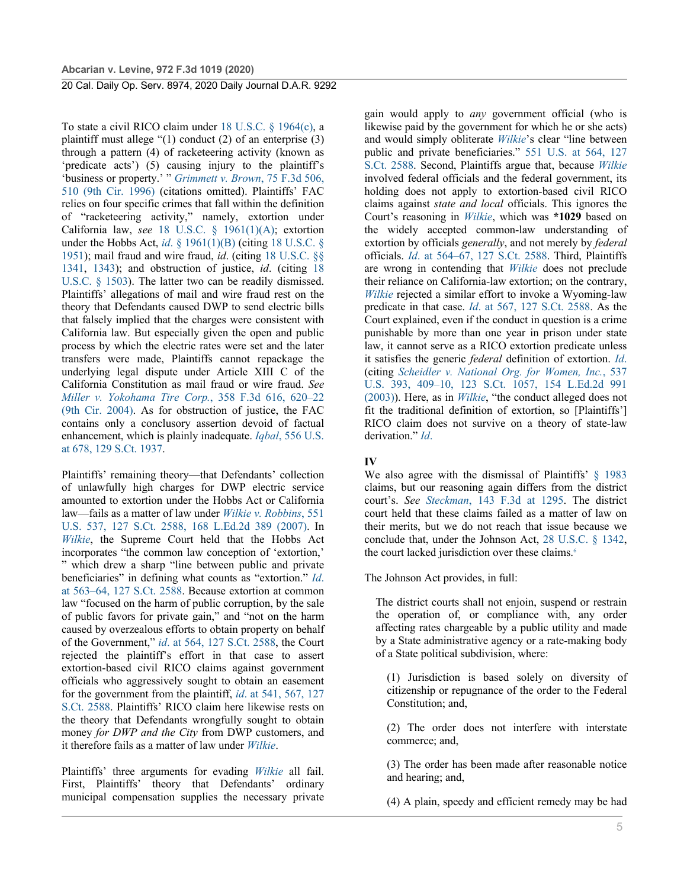To state a civil RICO claim under 18 U.S.C. § 1964(c), a plaintiff must allege "(1) conduct (2) of an enterprise (3) through a pattern (4) of racketeering activity (known as 'predicate acts') (5) causing injury to the plaintiff's 'business or property.' " *Grimmett v. Brown*, 75 F.3d 506, 510 (9th Cir. 1996) (citations omitted). Plaintiffs' FAC relies on four specific crimes that fall within the definition of "racketeering activity," namely, extortion under California law, *see* 18 U.S.C. § 1961(1)(A); extortion under the Hobbs Act, *id.* § 1961(1)(B) (citing 18 U.S.C. § 1951); mail fraud and wire fraud, *id*. (citing 18 U.S.C. §§ 1341, 1343); and obstruction of justice, *id*. (citing 18 U.S.C. § 1503). The latter two can be readily dismissed. Plaintiffs' allegations of mail and wire fraud rest on the theory that Defendants caused DWP to send electric bills that falsely implied that the charges were consistent with California law. But especially given the open and public process by which the electric rates were set and the later transfers were made, Plaintiffs cannot repackage the underlying legal dispute under Article XIII C of the California Constitution as mail fraud or wire fraud. *See Miller v. Yokohama Tire Corp.*, 358 F.3d 616, 620–22 (9th Cir. 2004). As for obstruction of justice, the FAC contains only a conclusory assertion devoid of factual enhancement, which is plainly inadequate. *Iqbal*, 556 U.S. at 678, 129 S.Ct. 1937.

Plaintiffs' remaining theory—that Defendants' collection of unlawfully high charges for DWP electric service amounted to extortion under the Hobbs Act or California law—fails as a matter of law under *Wilkie v. Robbins*, 551 U.S. 537, 127 S.Ct. 2588, 168 L.Ed.2d 389 (2007). In *Wilkie*, the Supreme Court held that the Hobbs Act incorporates "the common law conception of 'extortion,' " which drew a sharp "line between public and private beneficiaries" in defining what counts as "extortion." *Id.* at 563–64, 127 S.Ct. 2588. Because extortion at common law "focused on the harm of public corruption, by the sale of public favors for private gain," and "not on the harm caused by overzealous efforts to obtain property on behalf of the Government," *id.* at 564, 127 S.Ct. 2588, the Court rejected the plaintiff's effort in that case to assert extortion-based civil RICO claims against government officials who aggressively sought to obtain an easement for the government from the plaintiff, *id.* at 541, 567, 127 S.Ct. 2588. Plaintiffs' RICO claim here likewise rests on the theory that Defendants wrongfully sought to obtain money *for DWP and the City* from DWP customers, and it therefore fails as a matter of law under *Wilkie*.

Plaintiffs' three arguments for evading *Wilkie* all fail. First, Plaintiffs' theory that Defendants' ordinary municipal compensation supplies the necessary private gain would apply to *any* government official (who is likewise paid by the government for which he or she acts) and would simply obliterate *Wilkie*'s clear "line between public and private beneficiaries." 551 U.S. at 564, 127 S.Ct. 2588. Second, Plaintiffs argue that, because *Wilkie* involved federal officials and the federal government, its holding does not apply to extortion-based civil RICO claims against *state and local* officials. This ignores the Court's reasoning in *Wilkie*, which was **\*1029** based on the widely accepted common-law understanding of extortion by officials *generally*, and not merely by *federal* officials. *Id.* at 564–67, 127 S.Ct. 2588. Third, Plaintiffs are wrong in contending that *Wilkie* does not preclude their reliance on California-law extortion; on the contrary, *Wilkie* rejected a similar effort to invoke a Wyoming-law predicate in that case. *Id.* at 567, 127 S.Ct. 2588. As the Court explained, even if the conduct in question is a crime punishable by more than one year in prison under state law, it cannot serve as a RICO extortion predicate unless it satisfies the generic *federal* definition of extortion. *Id.* (citing *Scheidler v. National Org. for Women, Inc.*, 537 U.S. 393, 409–10, 123 S.Ct. 1057, 154 L.Ed.2d 991 (2003)). Here, as in *Wilkie*, "the conduct alleged does not fit the traditional definition of extortion, so [Plaintiffs'] RICO claim does not survive on a theory of state-law derivation." *Id.*

## IV

We also agree with the dismissal of Plaintiffs' § 1983 claims, but our reasoning again differs from the district court's. *See Steckman*, 143 F.3d at 1295. The district court held that these claims failed as a matter of law on their merits, but we do not reach that issue because we conclude that, under the Johnson Act, 28 U.S.C. § 1342, the court lacked jurisdiction over these claims.[6]

The Johnson Act provides, in full:

> The district courts shall not enjoin, suspend or restrain the operation of, or compliance with, any order affecting rates chargeable by a public utility and made by a State administrative agency or a rate-making body of a State political subdivision, where:
>
> (1) Jurisdiction is based solely on diversity of citizenship or repugnance of the order to the Federal Constitution; and,
>
> (2) The order does not interfere with interstate commerce; and,
>
> (3) The order has been made after reasonable notice and hearing; and,
>
> (4) A plain, speedy and efficient remedy may be had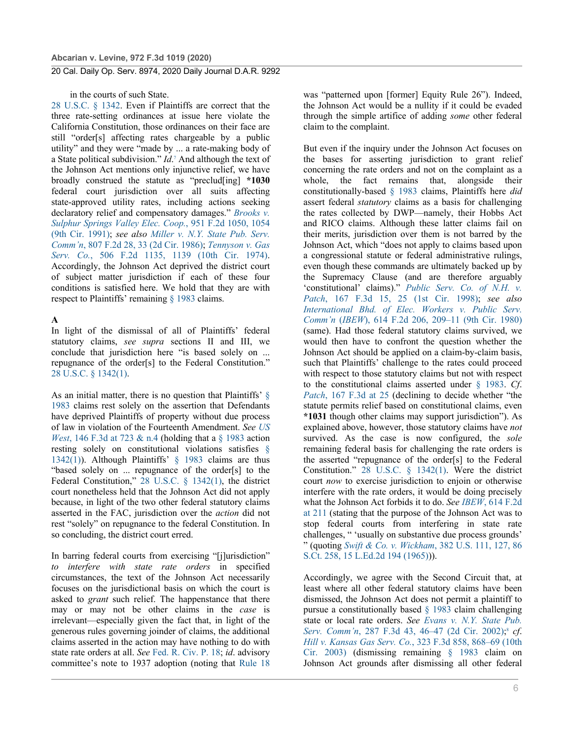in the courts of such State.

28 U.S.C. § 1342. Even if Plaintiffs are correct that the three rate-setting ordinances at issue here violate the California Constitution, those ordinances on their face are still "order[s] affecting rates chargeable by a public utility" and they were "made by ... a rate-making body of a State political subdivision." *Id.*[7] And although the text of the Johnson Act mentions only injunctive relief, we have broadly construed the statute as "preclud[ing] **\*1030** federal court jurisdiction over all suits affecting state-approved utility rates, including actions seeking declaratory relief and compensatory damages." *Brooks v. Sulphur Springs Valley Elec. Coop.*, 951 F.2d 1050, 1054 (9th Cir. 1991); *see also Miller v. N.Y. State Pub. Serv. Comm'n*, 807 F.2d 28, 33 (2d Cir. 1986); *Tennyson v. Gas Serv. Co.*, 506 F.2d 1135, 1139 (10th Cir. 1974). Accordingly, the Johnson Act deprived the district court of subject matter jurisdiction if each of these four conditions is satisfied here. We hold that they are with respect to Plaintiffs' remaining § 1983 claims.

**A**

In light of the dismissal of all of Plaintiffs' federal statutory claims, *see supra* sections II and III, we conclude that jurisdiction here "is based solely on ... repugnance of the order[s] to the Federal Constitution." 28 U.S.C. § 1342(1).

As an initial matter, there is no question that Plaintiffs' § 1983 claims rest solely on the assertion that Defendants have deprived Plaintiffs of property without due process of law in violation of the Fourteenth Amendment. *See US West*, 146 F.3d at 723 & n.4 (holding that a § 1983 action resting solely on constitutional violations satisfies § 1342(1)). Although Plaintiffs' § 1983 claims are thus "based solely on ... repugnance of the order[s] to the Federal Constitution," 28 U.S.C. § 1342(1), the district court nonetheless held that the Johnson Act did not apply because, in light of the two other federal statutory claims asserted in the FAC, jurisdiction over the *action* did not rest "solely" on repugnance to the federal Constitution. In so concluding, the district court erred.

In barring federal courts from exercising "[j]urisdiction" *to interfere with state rate orders* in specified circumstances, the text of the Johnson Act necessarily focuses on the jurisdictional basis on which the court is asked to *grant* such relief. The happenstance that there may or may not be other claims in the *case* is irrelevant—especially given the fact that, in light of the generous rules governing joinder of claims, the additional claims asserted in the action may have nothing to do with state rate orders at all. *See* Fed. R. Civ. P. 18; *id.* advisory committee's note to 1937 adoption (noting that Rule 18 was "patterned upon [former] Equity Rule 26"). Indeed, the Johnson Act would be a nullity if it could be evaded through the simple artifice of adding *some* other federal claim to the complaint.

But even if the inquiry under the Johnson Act focuses on the bases for asserting jurisdiction to grant relief concerning the rate orders and not on the complaint as a whole, the fact remains that, alongside their constitutionally-based § 1983 claims, Plaintiffs here *did* assert federal *statutory* claims as a basis for challenging the rates collected by DWP—namely, their Hobbs Act and RICO claims. Although these latter claims fail on their merits, jurisdiction over them is not barred by the Johnson Act, which "does not apply to claims based upon a congressional statute or federal administrative rulings, even though these commands are ultimately backed up by the Supremacy Clause (and are therefore arguably 'constitutional' claims)." *Public Serv. Co. of N.H. v. Patch*, 167 F.3d 15, 25 (1st Cir. 1998); *see also International Bhd. of Elec. Workers v. Public Serv. Comm'n* (*IBEW*), 614 F.2d 206, 209–11 (9th Cir. 1980) (same). Had those federal statutory claims survived, we would then have to confront the question whether the Johnson Act should be applied on a claim-by-claim basis, such that Plaintiffs' challenge to the rates could proceed with respect to those statutory claims but not with respect to the constitutional claims asserted under § 1983. *Cf. Patch*, 167 F.3d at 25 (declining to decide whether "the statute permits relief based on constitutional claims, even **\*1031** though other claims may support jurisdiction"). As explained above, however, those statutory claims have *not* survived. As the case is now configured, the *sole* remaining federal basis for challenging the rate orders is the asserted "repugnance of the order[s] to the Federal Constitution." 28 U.S.C. § 1342(1). Were the district court *now* to exercise jurisdiction to enjoin or otherwise interfere with the rate orders, it would be doing precisely what the Johnson Act forbids it to do. *See IBEW*, 614 F.2d at 211 (stating that the purpose of the Johnson Act was to stop federal courts from interfering in state rate challenges, " 'usually on substantive due process grounds' " (quoting *Swift & Co. v. Wickham*, 382 U.S. 111, 127, 86 S.Ct. 258, 15 L.Ed.2d 194 (1965))).

Accordingly, we agree with the Second Circuit that, at least where all other federal statutory claims have been dismissed, the Johnson Act does not permit a plaintiff to pursue a constitutionally based § 1983 claim challenging state or local rate orders. *See Evans v. N.Y. State Pub. Serv. Comm'n*, 287 F.3d 43, 46–47 (2d Cir. 2002);[8] *cf. Hill v. Kansas Gas Serv. Co.*, 323 F.3d 858, 868–69 (10th Cir. 2003) (dismissing remaining § 1983 claim on Johnson Act grounds after dismissing all other federal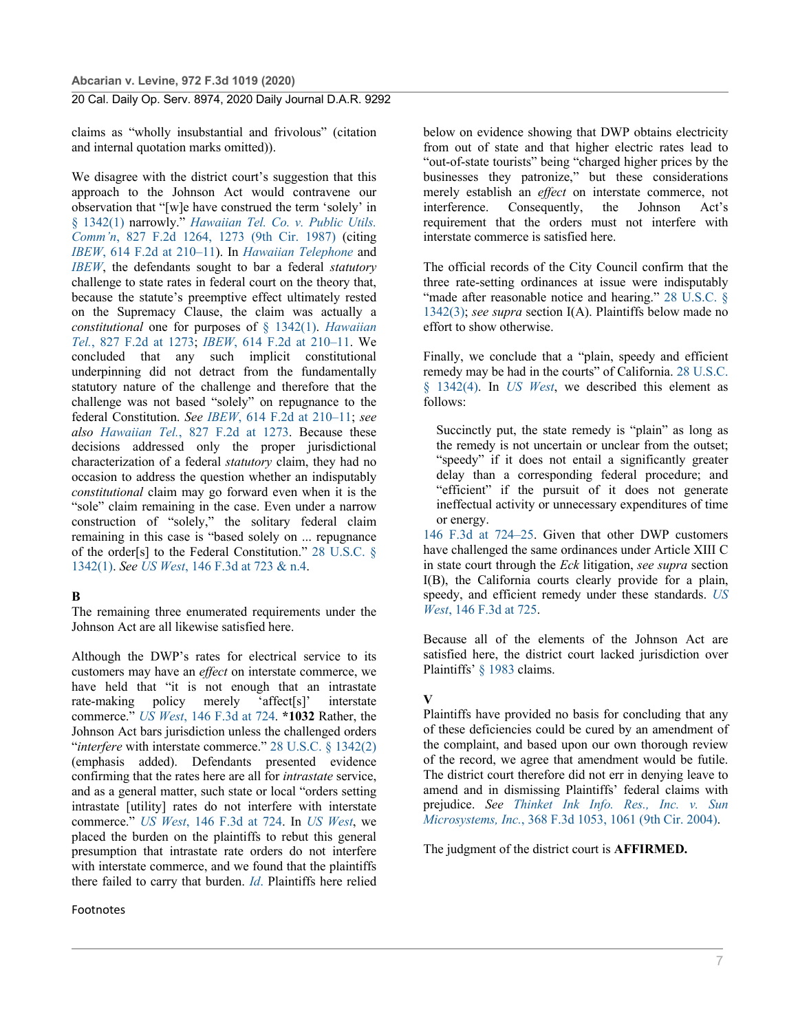claims as "wholly insubstantial and frivolous" (citation and internal quotation marks omitted)).

We disagree with the district court's suggestion that this approach to the Johnson Act would contravene our observation that "[w]e have construed the term 'solely' in § 1342(1) narrowly." *Hawaiian Tel. Co. v. Public Utils. Comm'n*, 827 F.2d 1264, 1273 (9th Cir. 1987) (citing *IBEW*, 614 F.2d at 210–11). In *Hawaiian Telephone* and *IBEW*, the defendants sought to bar a federal *statutory* challenge to state rates in federal court on the theory that, because the statute's preemptive effect ultimately rested on the Supremacy Clause, the claim was actually a *constitutional* one for purposes of § 1342(1). *Hawaiian Tel.*, 827 F.2d at 1273; *IBEW*, 614 F.2d at 210–11. We concluded that any such implicit constitutional underpinning did not detract from the fundamentally statutory nature of the challenge and therefore that the challenge was not based "solely" on repugnance to the federal Constitution. *See IBEW*, 614 F.2d at 210–11; *see also Hawaiian Tel.*, 827 F.2d at 1273. Because these decisions addressed only the proper jurisdictional characterization of a federal *statutory* claim, they had no occasion to address the question whether an indisputably *constitutional* claim may go forward even when it is the "sole" claim remaining in the case. Even under a narrow construction of "solely," the solitary federal claim remaining in this case is "based solely on ... repugnance of the order[s] to the Federal Constitution." 28 U.S.C. § 1342(1). *See US West*, 146 F.3d at 723 & n.4.

**B**

The remaining three enumerated requirements under the Johnson Act are all likewise satisfied here.

Although the DWP's rates for electrical service to its customers may have an *effect* on interstate commerce, we have held that "it is not enough that an intrastate rate-making policy merely 'affect[s]' interstate commerce." *US West*, 146 F.3d at 724. **\*1032** Rather, the Johnson Act bars jurisdiction unless the challenged orders "*interfere* with interstate commerce." 28 U.S.C. § 1342(2) (emphasis added). Defendants presented evidence confirming that the rates here are all for *intrastate* service, and as a general matter, such state or local "orders setting intrastate [utility] rates do not interfere with interstate commerce." *US West*, 146 F.3d at 724. In *US West*, we placed the burden on the plaintiffs to rebut this general presumption that intrastate rate orders do not interfere with interstate commerce, and we found that the plaintiffs there failed to carry that burden. *Id.* Plaintiffs here relied below on evidence showing that DWP obtains electricity from out of state and that higher electric rates lead to "out-of-state tourists" being "charged higher prices by the businesses they patronize," but these considerations merely establish an *effect* on interstate commerce, not interference. Consequently, the Johnson Act's requirement that the orders must not interfere with interstate commerce is satisfied here.

The official records of the City Council confirm that the three rate-setting ordinances at issue were indisputably "made after reasonable notice and hearing." 28 U.S.C. § 1342(3); *see supra* section I(A). Plaintiffs below made no effort to show otherwise.

Finally, we conclude that a "plain, speedy and efficient remedy may be had in the courts" of California. 28 U.S.C. § 1342(4). In *US West*, we described this element as follows:

> Succinctly put, the state remedy is "plain" as long as the remedy is not uncertain or unclear from the outset; "speedy" if it does not entail a significantly greater delay than a corresponding federal procedure; and "efficient" if the pursuit of it does not generate ineffectual activity or unnecessary expenditures of time or energy.

146 F.3d at 724–25. Given that other DWP customers have challenged the same ordinances under Article XIII C in state court through the *Eck* litigation, *see supra* section I(B), the California courts clearly provide for a plain, speedy, and efficient remedy under these standards. *US West*, 146 F.3d at 725.

Because all of the elements of the Johnson Act are satisfied here, the district court lacked jurisdiction over Plaintiffs' § 1983 claims.

**V**

Plaintiffs have provided no basis for concluding that any of these deficiencies could be cured by an amendment of the complaint, and based upon our own thorough review of the record, we agree that amendment would be futile. The district court therefore did not err in denying leave to amend and in dismissing Plaintiffs' federal claims with prejudice. *See Thinket Ink Info. Res., Inc. v. Sun Microsystems, Inc.*, 368 F.3d 1053, 1061 (9th Cir. 2004).

The judgment of the district court is **AFFIRMED.**

Footnotes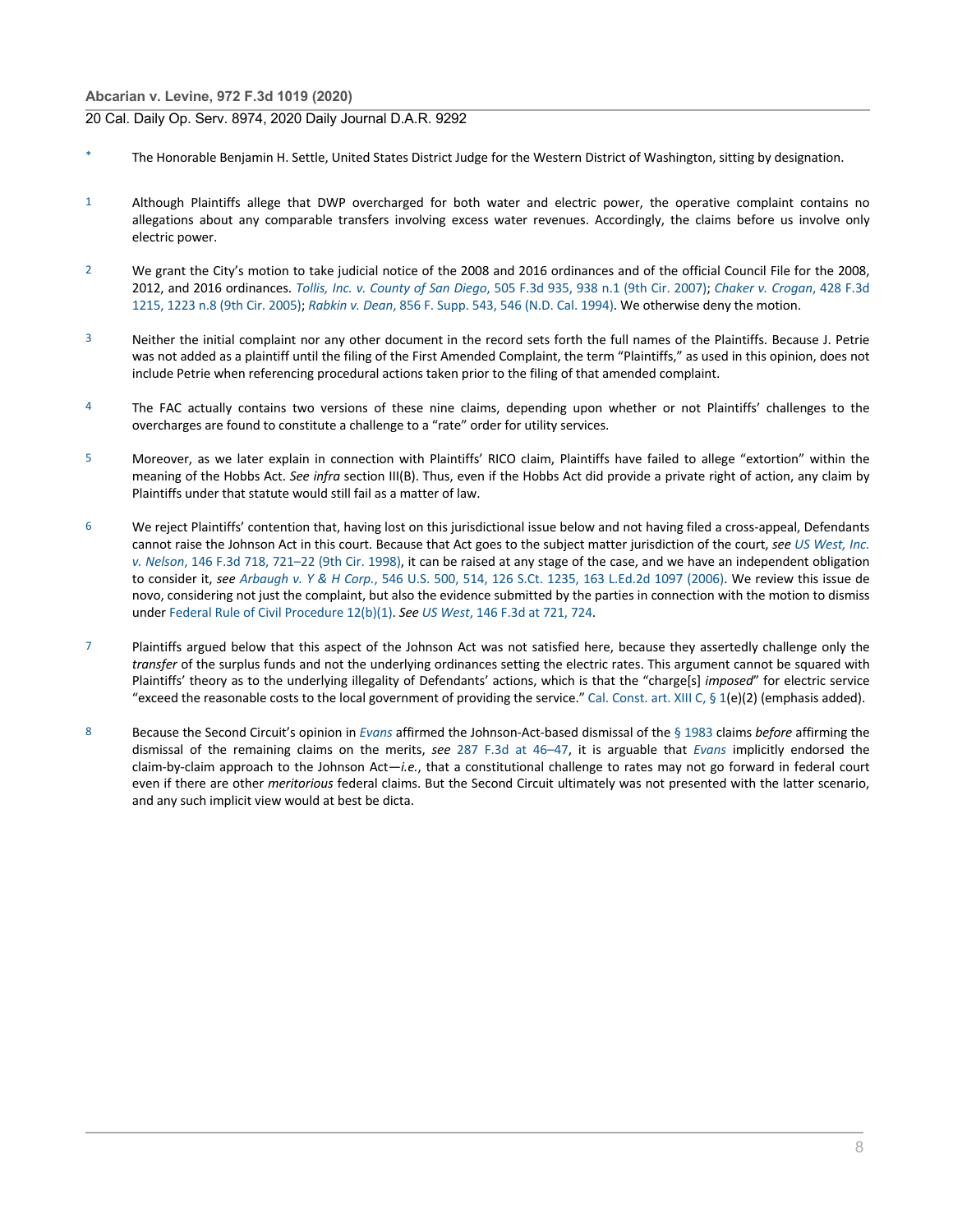* The Honorable Benjamin H. Settle, United States District Judge for the Western District of Washington, sitting by designation.

1 Although Plaintiffs allege that DWP overcharged for both water and electric power, the operative complaint contains no allegations about any comparable transfers involving excess water revenues. Accordingly, the claims before us involve only electric power.

2 We grant the City's motion to take judicial notice of the 2008 and 2016 ordinances and of the official Council File for the 2008, 2012, and 2016 ordinances. *Tollis, Inc. v. County of San Diego*, 505 F.3d 935, 938 n.1 (9th Cir. 2007); *Chaker v. Crogan*, 428 F.3d 1215, 1223 n.8 (9th Cir. 2005); *Rabkin v. Dean*, 856 F. Supp. 543, 546 (N.D. Cal. 1994). We otherwise deny the motion.

3 Neither the initial complaint nor any other document in the record sets forth the full names of the Plaintiffs. Because J. Petrie was not added as a plaintiff until the filing of the First Amended Complaint, the term "Plaintiffs," as used in this opinion, does not include Petrie when referencing procedural actions taken prior to the filing of that amended complaint.

4 The FAC actually contains two versions of these nine claims, depending upon whether or not Plaintiffs' challenges to the overcharges are found to constitute a challenge to a "rate" order for utility services.

5 Moreover, as we later explain in connection with Plaintiffs' RICO claim, Plaintiffs have failed to allege "extortion" within the meaning of the Hobbs Act. *See infra* section III(B). Thus, even if the Hobbs Act did provide a private right of action, any claim by Plaintiffs under that statute would still fail as a matter of law.

6 We reject Plaintiffs' contention that, having lost on this jurisdictional issue below and not having filed a cross-appeal, Defendants cannot raise the Johnson Act in this court. Because that Act goes to the subject matter jurisdiction of the court, *see US West, Inc. v. Nelson*, 146 F.3d 718, 721–22 (9th Cir. 1998), it can be raised at any stage of the case, and we have an independent obligation to consider it, *see Arbaugh v. Y & H Corp.*, 546 U.S. 500, 514, 126 S.Ct. 1235, 163 L.Ed.2d 1097 (2006). We review this issue de novo, considering not just the complaint, but also the evidence submitted by the parties in connection with the motion to dismiss under Federal Rule of Civil Procedure 12(b)(1). *See US West*, 146 F.3d at 721, 724.

7 Plaintiffs argued below that this aspect of the Johnson Act was not satisfied here, because they assertedly challenge only the *transfer* of the surplus funds and not the underlying ordinances setting the electric rates. This argument cannot be squared with Plaintiffs' theory as to the underlying illegality of Defendants' actions, which is that the "charge[s] *imposed*" for electric service "exceed the reasonable costs to the local government of providing the service." Cal. Const. art. XIII C, § 1(e)(2) (emphasis added).

8 Because the Second Circuit's opinion in *Evans* affirmed the Johnson-Act-based dismissal of the § 1983 claims *before* affirming the dismissal of the remaining claims on the merits, *see* 287 F.3d at 46–47, it is arguable that *Evans* implicitly endorsed the claim-by-claim approach to the Johnson Act—*i.e.*, that a constitutional challenge to rates may not go forward in federal court even if there are other *meritorious* federal claims. But the Second Circuit ultimately was not presented with the latter scenario, and any such implicit view would at best be dicta.